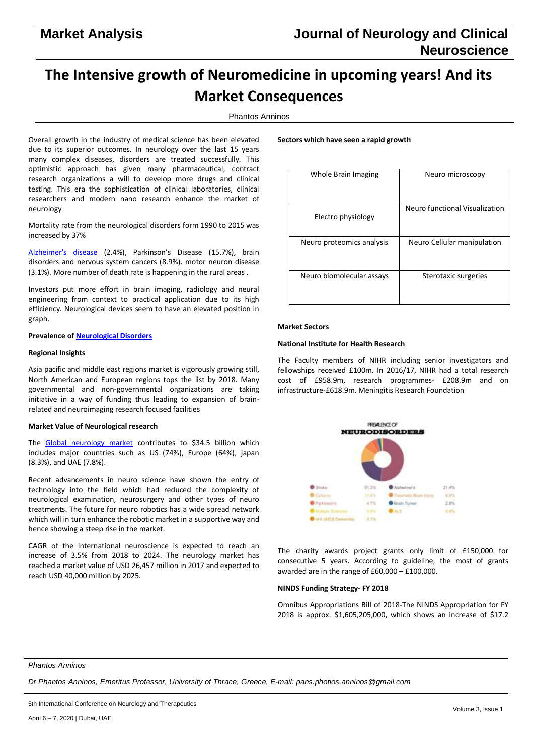# The Intensive growth of Neuromedicine in upcoming years! And its Market Consequences

Phantos Anninos

Overall growth in the industry of medical science has been elevated due to its superior outcomes. In neurology over the last 15 years many complex diseases, disorders are treated successfully. This optimistic approach has given many pharmaceutical, contract research organizations a will to develop more drugs and clinical testing. This era the sophistication of clinical laboratories, clinical researchers and modern nano research enhance the market of neurology

Mortality rate from the neurological disorders form 1990 to 2015 was increased by 37%

Alzheimer's disease (2.4%), Parkinson's Disease (15.7%), brain disorders and nervous system cancers (8.9%). motor neuron disease (3.1%). More number of death rate is happening in the rural areas .

Investors put more effort in brain imaging, radiology and neural engineering from context to practical application due to its high efficiency. Neurological devices seem to have an elevated position in graph.

**Prevalence of Neurological Disorders**

**Regional Insights**

Asia pacific and middle east regions market is vigorously growing still, North American and European regions tops the list by 2018. Many governmental and non-governmental organizations are taking initiative in a way of funding thus leading to expansion of brain-related and neuroimaging research focused facilities

**Market Value of Neurological research**

The Global neurology market contributes to $34.5 billion which includes major countries such as US (74%), Europe (64%), japan (8.3%), and UAE (7.8%).

Recent advancements in neuro science have shown the entry of technology into the field which had reduced the complexity of neurological examination, neurosurgery and other types of neuro treatments. The future for neuro robotics has a wide spread network which will in turn enhance the robotic market in a supportive way and hence showing a steep rise in the market.

CAGR of the international neuroscience is expected to reach an increase of 3.5% from 2018 to 2024. The neurology market has reached a market value of USD 26,457 million in 2017 and expected to reach USD 40,000 million by 2025.

**Sectors which have seen a rapid growth**

| | |
|---|---|
| Whole Brain Imaging | Neuro microscopy |
| Electro physiology | Neuro functional Visualization |
| Neuro proteomics analysis | Neuro Cellular manipulation |
| Neuro biomolecular assays | Sterotaxic surgeries |

**Market Sectors**

**National Institute for Health Research**

The Faculty members of NIHR including senior investigators and fellowships received £100m. In 2016/17, NIHR had a total research cost of £958.9m, research programmes- £208.9m and on infrastructure-£618.9m. Meningitis Research Foundation

The charity awards project grants only limit of £150,000 for consecutive 5 years. According to guideline, the most of grants awarded are in the range of £60,000 – £100,000.

**NINDS Funding Strategy- FY 2018**

Omnibus Appropriations Bill of 2018-The NINDS Appropriation for FY 2018 is approx. $1,605,205,000, which shows an increase of $17.2

*Phantos Anninos*

*Dr Phantos Anninos, Emeritus Professor, University of Thrace, Greece, E-mail: pans.photios.anninos@gmail.com*

5th International Conference on Neurology and Therapeutics

April 6 – 7, 2020 | Dubai, UAE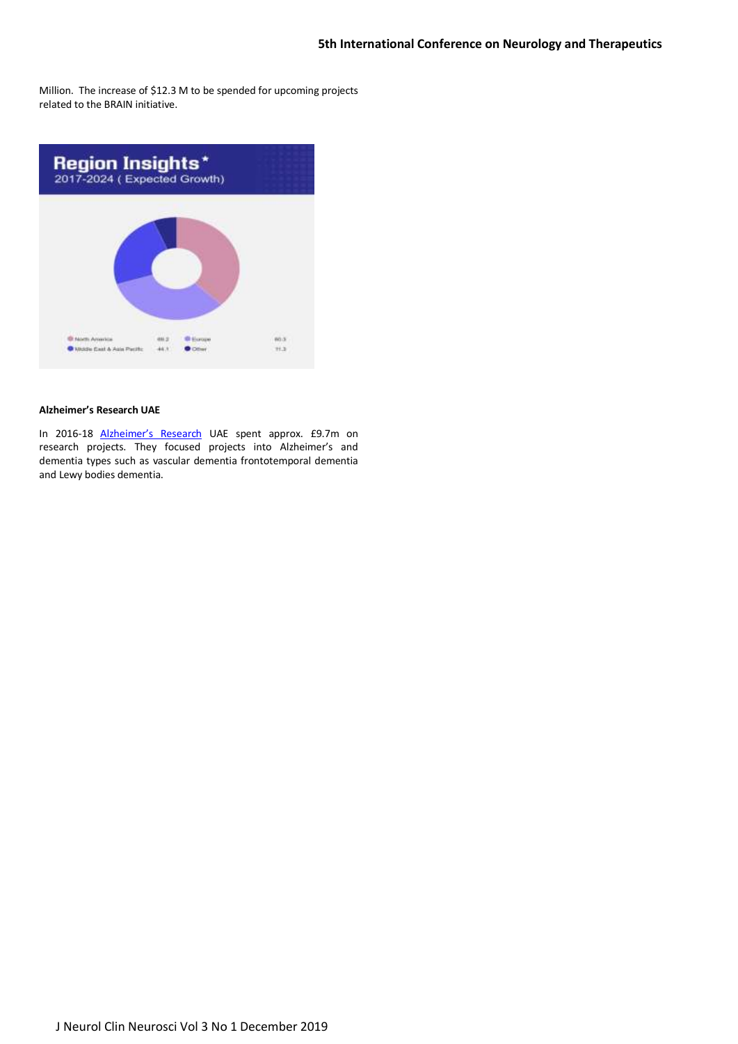Million. The increase of $12.3 M to be spended for upcoming projects related to the BRAIN initiative.

Region Insights*
2017-2024 ( Expected Growth)

North America 69.2
Europe 60.3
Middle East & Asia Pacific 44.1
Other 11.3

**Alzheimer's Research UAE**

In 2016-18 Alzheimer's Research UAE spent approx. £9.7m on research projects. They focused projects into Alzheimer's and dementia types such as vascular dementia frontotemporal dementia and Lewy bodies dementia.